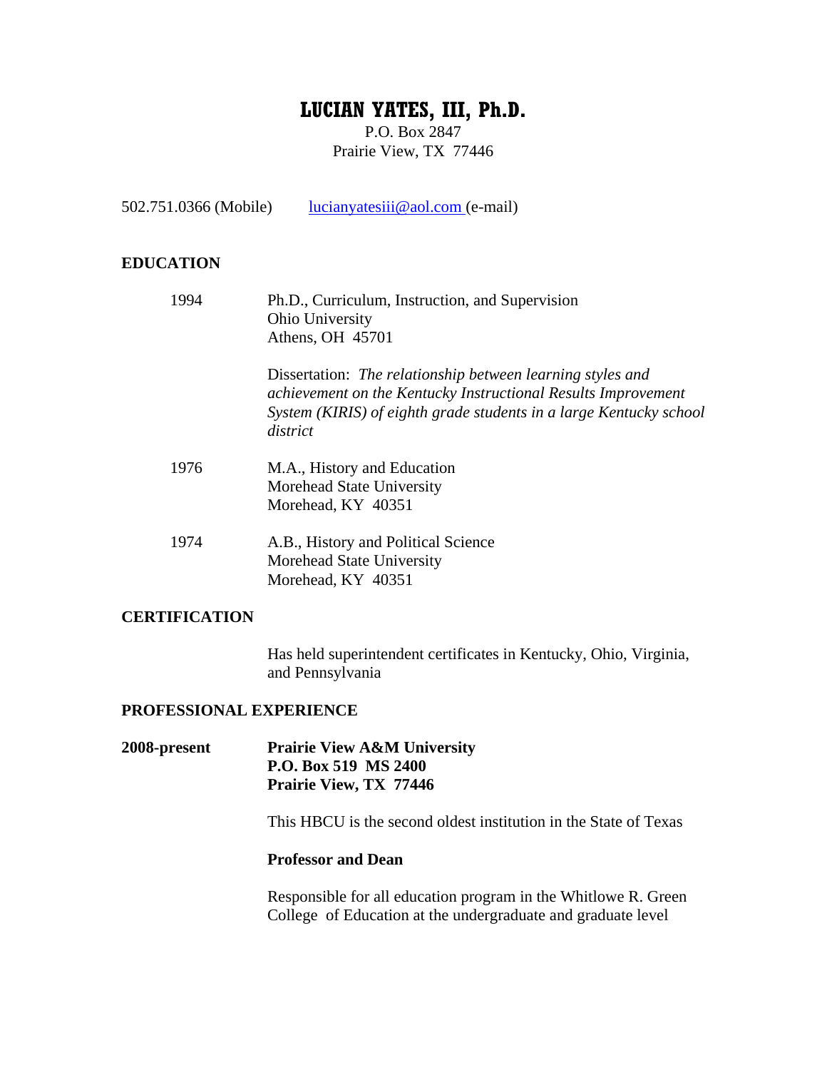# LUCIAN YATES, III, Ph.D.

P.O. Box 2847
Prairie View, TX 77446

502.751.0366 (Mobile)      lucianyatesiii@aol.com (e-mail)

## EDUCATION

1994 — Ph.D., Curriculum, Instruction, and Supervision
Ohio University
Athens, OH 45701

Dissertation: *The relationship between learning styles and achievement on the Kentucky Instructional Results Improvement System (KIRIS) of eighth grade students in a large Kentucky school district*

1976 — M.A., History and Education
Morehead State University
Morehead, KY 40351

1974 — A.B., History and Political Science
Morehead State University
Morehead, KY 40351

## CERTIFICATION

Has held superintendent certificates in Kentucky, Ohio, Virginia, and Pennsylvania

## PROFESSIONAL EXPERIENCE

**2008-present** — **Prairie View A&M University**
**P.O. Box 519 MS 2400**
**Prairie View, TX 77446**

This HBCU is the second oldest institution in the State of Texas

**Professor and Dean**

Responsible for all education program in the Whitlowe R. Green College of Education at the undergraduate and graduate level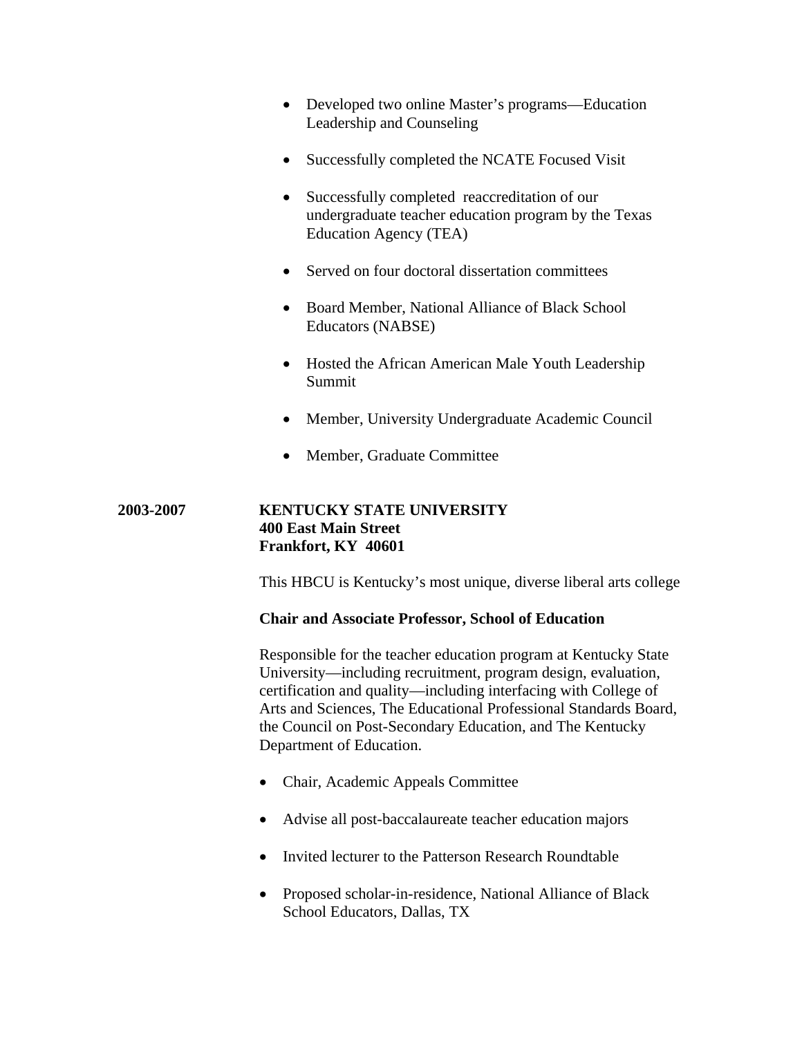- Developed two online Master's programs—Education Leadership and Counseling

- Successfully completed the NCATE Focused Visit

- Successfully completed reaccreditation of our undergraduate teacher education program by the Texas Education Agency (TEA)

- Served on four doctoral dissertation committees

- Board Member, National Alliance of Black School Educators (NABSE)

- Hosted the African American Male Youth Leadership Summit

- Member, University Undergraduate Academic Council

- Member, Graduate Committee

**2003-2007** **KENTUCKY STATE UNIVERSITY**
**400 East Main Street**
**Frankfort, KY 40601**

This HBCU is Kentucky's most unique, diverse liberal arts college

**Chair and Associate Professor, School of Education**

Responsible for the teacher education program at Kentucky State University—including recruitment, program design, evaluation, certification and quality—including interfacing with College of Arts and Sciences, The Educational Professional Standards Board, the Council on Post-Secondary Education, and The Kentucky Department of Education.

- Chair, Academic Appeals Committee

- Advise all post-baccalaureate teacher education majors

- Invited lecturer to the Patterson Research Roundtable

- Proposed scholar-in-residence, National Alliance of Black School Educators, Dallas, TX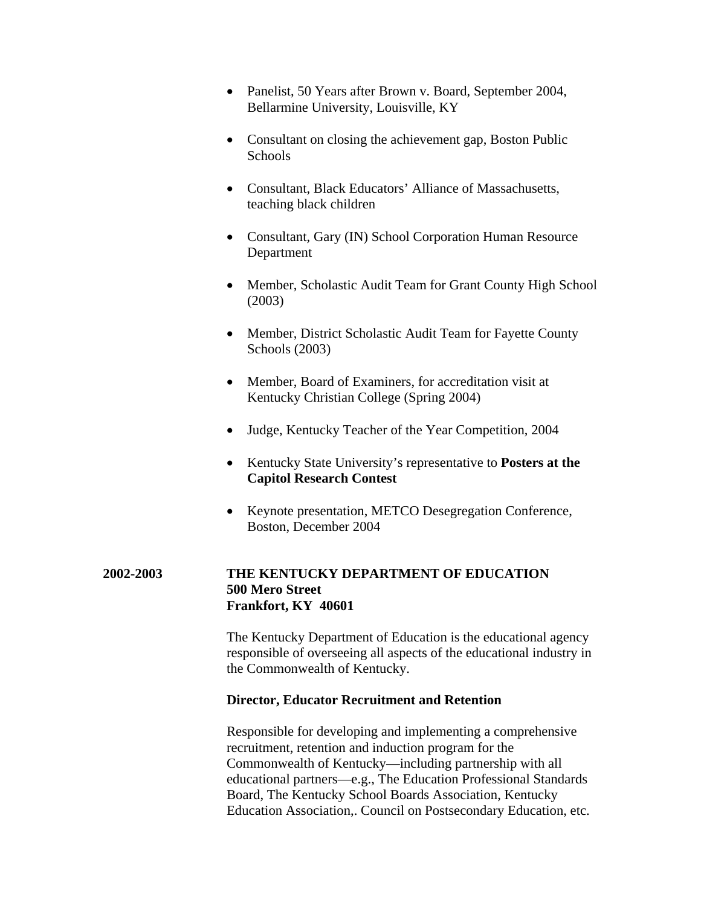- Panelist, 50 Years after Brown v. Board, September 2004, Bellarmine University, Louisville, KY
- Consultant on closing the achievement gap, Boston Public Schools
- Consultant, Black Educators' Alliance of Massachusetts, teaching black children
- Consultant, Gary (IN) School Corporation Human Resource Department
- Member, Scholastic Audit Team for Grant County High School (2003)
- Member, District Scholastic Audit Team for Fayette County Schools (2003)
- Member, Board of Examiners, for accreditation visit at Kentucky Christian College (Spring 2004)
- Judge, Kentucky Teacher of the Year Competition, 2004
- Kentucky State University's representative to **Posters at the Capitol Research Contest**
- Keynote presentation, METCO Desegregation Conference, Boston, December 2004

**2002-2003** **THE KENTUCKY DEPARTMENT OF EDUCATION**
**500 Mero Street**
**Frankfort, KY 40601**

The Kentucky Department of Education is the educational agency responsible of overseeing all aspects of the educational industry in the Commonwealth of Kentucky.

**Director, Educator Recruitment and Retention**

Responsible for developing and implementing a comprehensive recruitment, retention and induction program for the Commonwealth of Kentucky—including partnership with all educational partners—e.g., The Education Professional Standards Board, The Kentucky School Boards Association, Kentucky Education Association,. Council on Postsecondary Education, etc.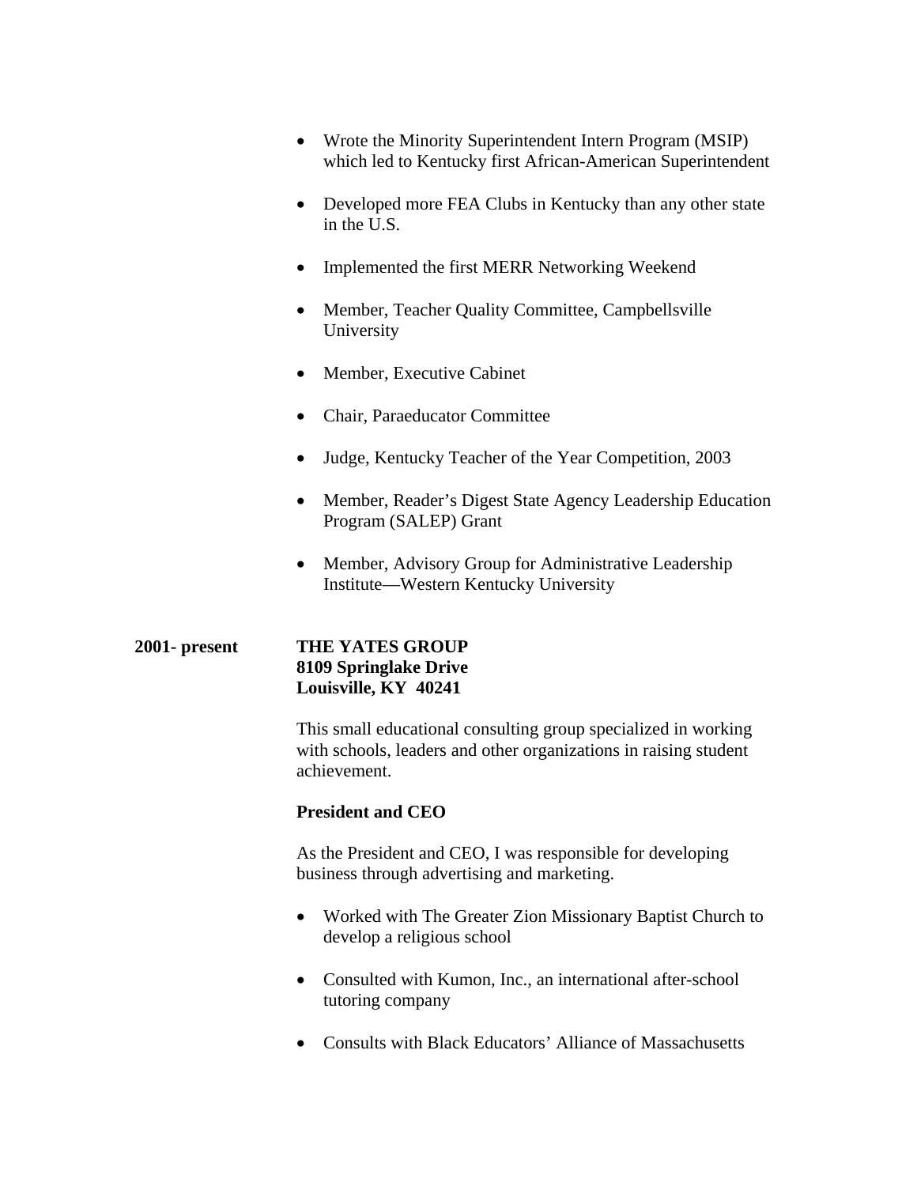- Wrote the Minority Superintendent Intern Program (MSIP) which led to Kentucky first African-American Superintendent
- Developed more FEA Clubs in Kentucky than any other state in the U.S.
- Implemented the first MERR Networking Weekend
- Member, Teacher Quality Committee, Campbellsville University
- Member, Executive Cabinet
- Chair, Paraeducator Committee
- Judge, Kentucky Teacher of the Year Competition, 2003
- Member, Reader's Digest State Agency Leadership Education Program (SALEP) Grant
- Member, Advisory Group for Administrative Leadership Institute—Western Kentucky University

**2001- present** **THE YATES GROUP**
**8109 Springlake Drive**
**Louisville, KY 40241**

This small educational consulting group specialized in working with schools, leaders and other organizations in raising student achievement.

**President and CEO**

As the President and CEO, I was responsible for developing business through advertising and marketing.

- Worked with The Greater Zion Missionary Baptist Church to develop a religious school
- Consulted with Kumon, Inc., an international after-school tutoring company
- Consults with Black Educators' Alliance of Massachusetts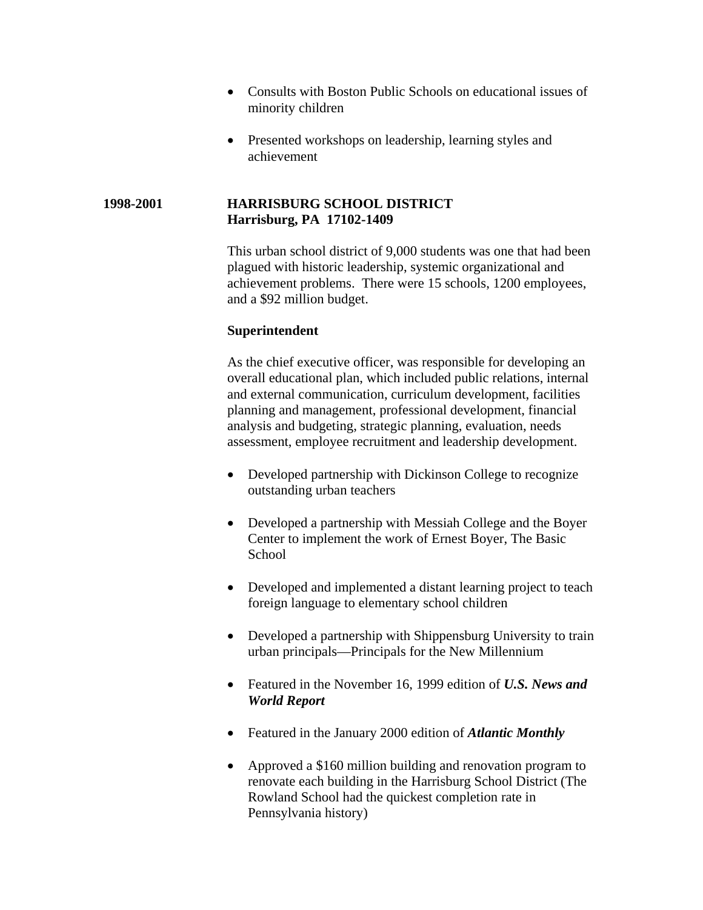- Consults with Boston Public Schools on educational issues of minority children

- Presented workshops on leadership, learning styles and achievement

**1998-2001** **HARRISBURG SCHOOL DISTRICT**
**Harrisburg, PA 17102-1409**

This urban school district of 9,000 students was one that had been plagued with historic leadership, systemic organizational and achievement problems. There were 15 schools, 1200 employees, and a $92 million budget.

**Superintendent**

As the chief executive officer, was responsible for developing an overall educational plan, which included public relations, internal and external communication, curriculum development, facilities planning and management, professional development, financial analysis and budgeting, strategic planning, evaluation, needs assessment, employee recruitment and leadership development.

- Developed partnership with Dickinson College to recognize outstanding urban teachers

- Developed a partnership with Messiah College and the Boyer Center to implement the work of Ernest Boyer, The Basic School

- Developed and implemented a distant learning project to teach foreign language to elementary school children

- Developed a partnership with Shippensburg University to train urban principals—Principals for the New Millennium

- Featured in the November 16, 1999 edition of ***U.S. News and World Report***

- Featured in the January 2000 edition of ***Atlantic Monthly***

- Approved a $160 million building and renovation program to renovate each building in the Harrisburg School District (The Rowland School had the quickest completion rate in Pennsylvania history)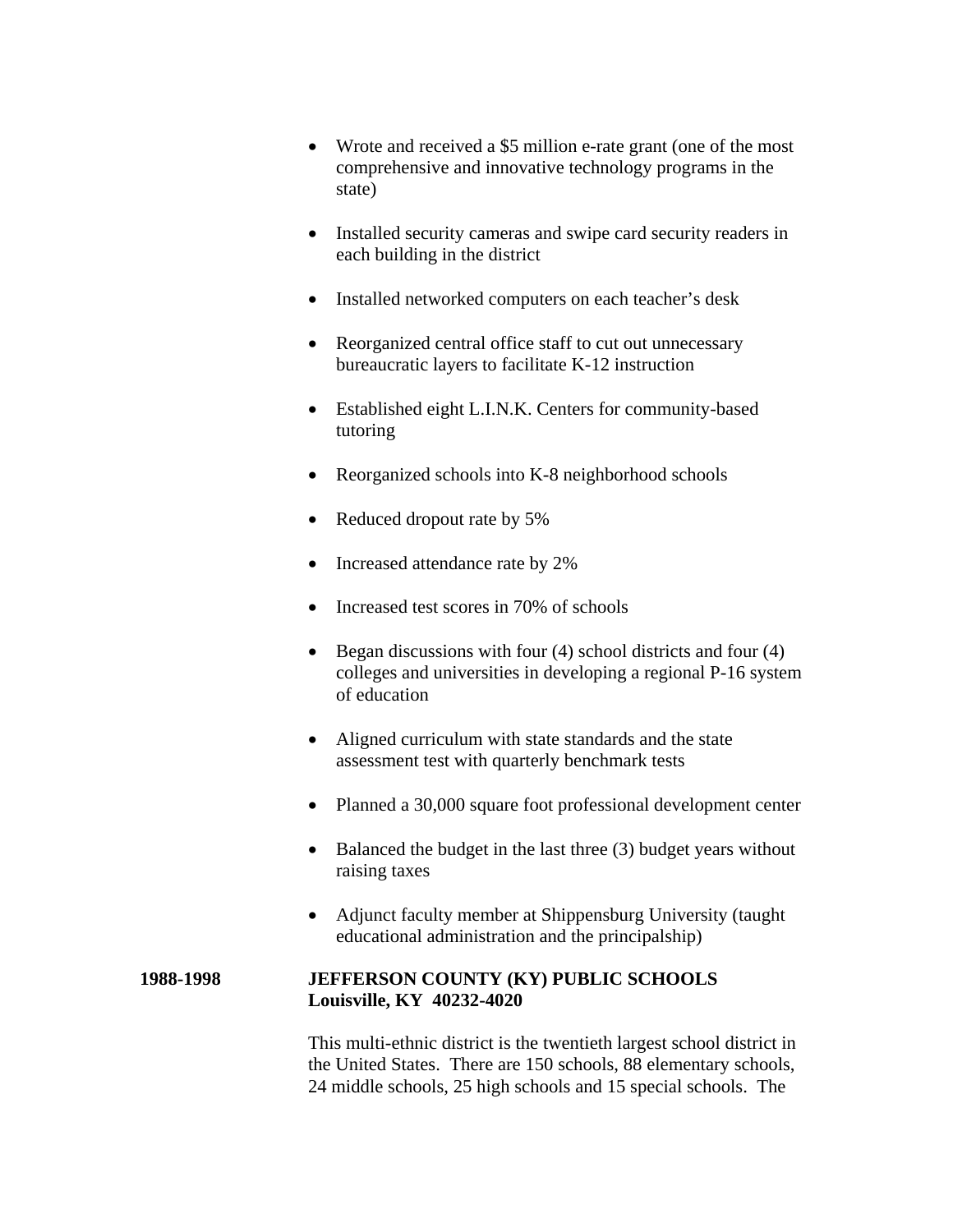- Wrote and received a $5 million e-rate grant (one of the most comprehensive and innovative technology programs in the state)

- Installed security cameras and swipe card security readers in each building in the district

- Installed networked computers on each teacher's desk

- Reorganized central office staff to cut out unnecessary bureaucratic layers to facilitate K-12 instruction

- Established eight L.I.N.K. Centers for community-based tutoring

- Reorganized schools into K-8 neighborhood schools

- Reduced dropout rate by 5%

- Increased attendance rate by 2%

- Increased test scores in 70% of schools

- Began discussions with four (4) school districts and four (4) colleges and universities in developing a regional P-16 system of education

- Aligned curriculum with state standards and the state assessment test with quarterly benchmark tests

- Planned a 30,000 square foot professional development center

- Balanced the budget in the last three (3) budget years without raising taxes

- Adjunct faculty member at Shippensburg University (taught educational administration and the principalship)

**1988-1998** **JEFFERSON COUNTY (KY) PUBLIC SCHOOLS**
**Louisville, KY 40232-4020**

This multi-ethnic district is the twentieth largest school district in the United States. There are 150 schools, 88 elementary schools, 24 middle schools, 25 high schools and 15 special schools. The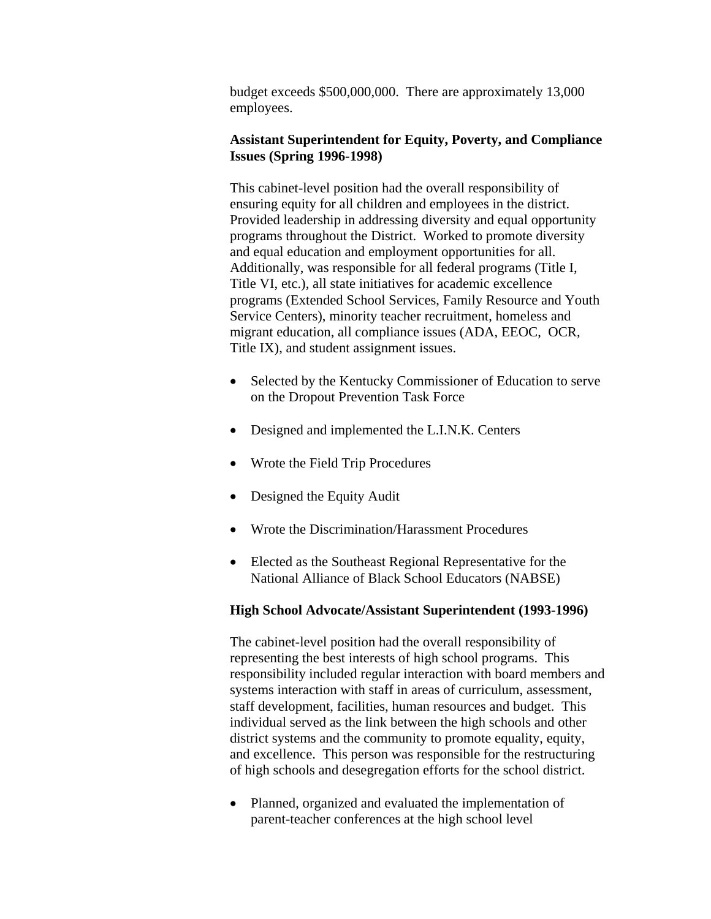budget exceeds $500,000,000. There are approximately 13,000 employees.

**Assistant Superintendent for Equity, Poverty, and Compliance Issues (Spring 1996-1998)**

This cabinet-level position had the overall responsibility of ensuring equity for all children and employees in the district. Provided leadership in addressing diversity and equal opportunity programs throughout the District. Worked to promote diversity and equal education and employment opportunities for all. Additionally, was responsible for all federal programs (Title I, Title VI, etc.), all state initiatives for academic excellence programs (Extended School Services, Family Resource and Youth Service Centers), minority teacher recruitment, homeless and migrant education, all compliance issues (ADA, EEOC, OCR, Title IX), and student assignment issues.

- Selected by the Kentucky Commissioner of Education to serve on the Dropout Prevention Task Force
- Designed and implemented the L.I.N.K. Centers
- Wrote the Field Trip Procedures
- Designed the Equity Audit
- Wrote the Discrimination/Harassment Procedures
- Elected as the Southeast Regional Representative for the National Alliance of Black School Educators (NABSE)

**High School Advocate/Assistant Superintendent (1993-1996)**

The cabinet-level position had the overall responsibility of representing the best interests of high school programs. This responsibility included regular interaction with board members and systems interaction with staff in areas of curriculum, assessment, staff development, facilities, human resources and budget. This individual served as the link between the high schools and other district systems and the community to promote equality, equity, and excellence. This person was responsible for the restructuring of high schools and desegregation efforts for the school district.

- Planned, organized and evaluated the implementation of parent-teacher conferences at the high school level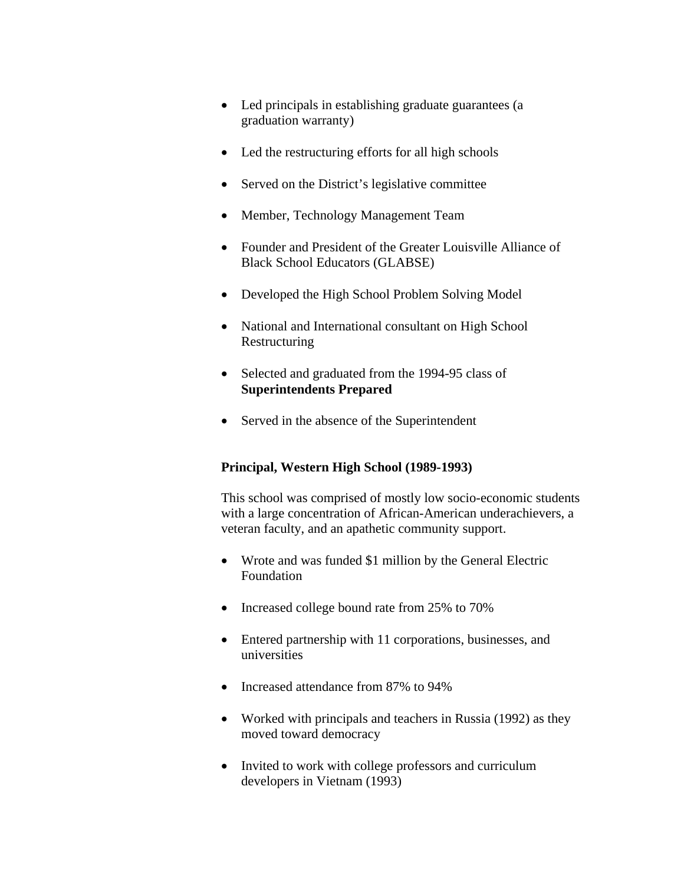- Led principals in establishing graduate guarantees (a graduation warranty)
- Led the restructuring efforts for all high schools
- Served on the District's legislative committee
- Member, Technology Management Team
- Founder and President of the Greater Louisville Alliance of Black School Educators (GLABSE)
- Developed the High School Problem Solving Model
- National and International consultant on High School Restructuring
- Selected and graduated from the 1994-95 class of **Superintendents Prepared**
- Served in the absence of the Superintendent

**Principal, Western High School (1989-1993)**

This school was comprised of mostly low socio-economic students with a large concentration of African-American underachievers, a veteran faculty, and an apathetic community support.

- Wrote and was funded $1 million by the General Electric Foundation
- Increased college bound rate from 25% to 70%
- Entered partnership with 11 corporations, businesses, and universities
- Increased attendance from 87% to 94%
- Worked with principals and teachers in Russia (1992) as they moved toward democracy
- Invited to work with college professors and curriculum developers in Vietnam (1993)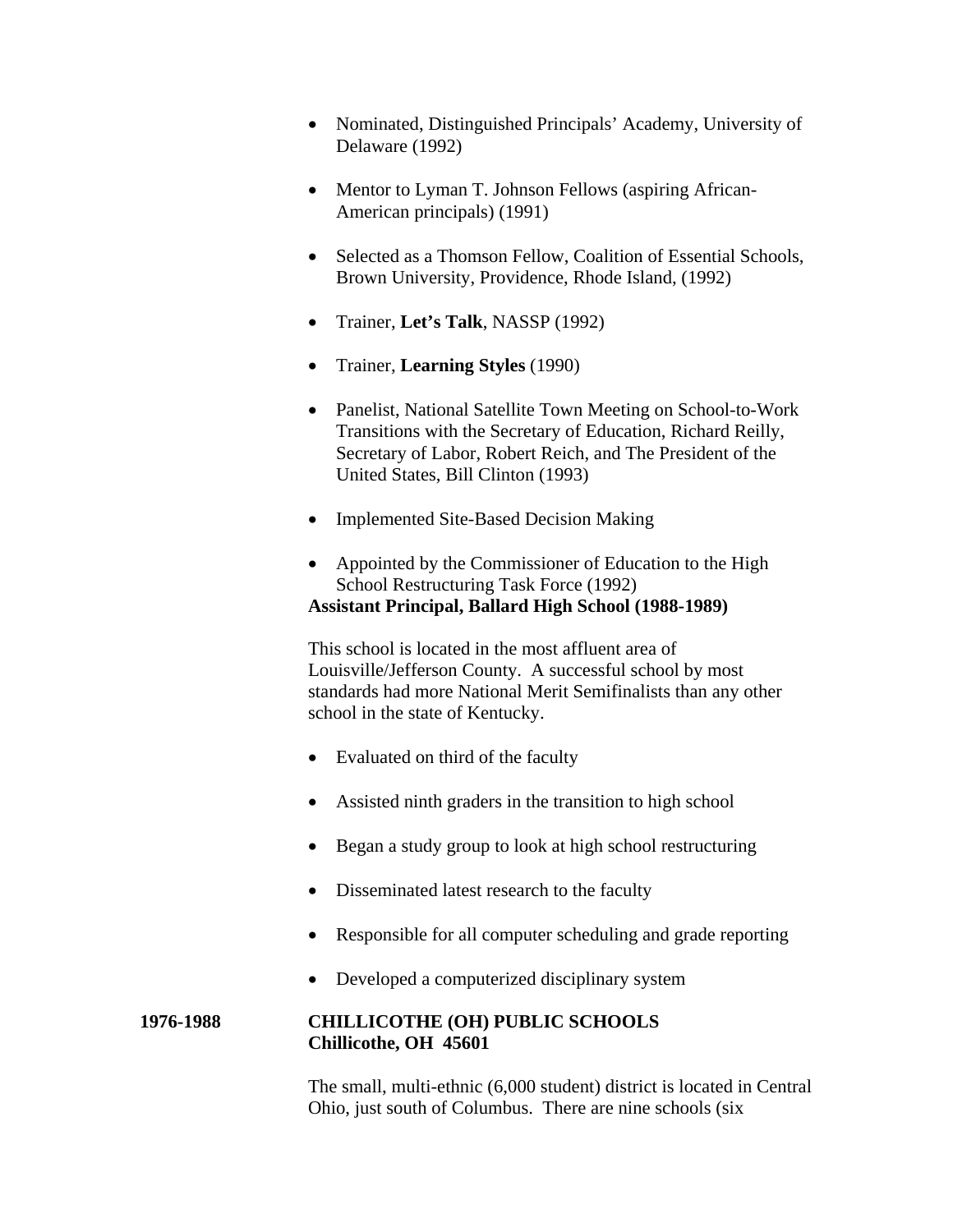- Nominated, Distinguished Principals' Academy, University of Delaware (1992)

- Mentor to Lyman T. Johnson Fellows (aspiring African-American principals) (1991)

- Selected as a Thomson Fellow, Coalition of Essential Schools, Brown University, Providence, Rhode Island, (1992)

- Trainer, **Let's Talk**, NASSP (1992)

- Trainer, **Learning Styles** (1990)

- Panelist, National Satellite Town Meeting on School-to-Work Transitions with the Secretary of Education, Richard Reilly, Secretary of Labor, Robert Reich, and The President of the United States, Bill Clinton (1993)

- Implemented Site-Based Decision Making

- Appointed by the Commissioner of Education to the High School Restructuring Task Force (1992)

**Assistant Principal, Ballard High School (1988-1989)**

This school is located in the most affluent area of Louisville/Jefferson County. A successful school by most standards had more National Merit Semifinalists than any other school in the state of Kentucky.

- Evaluated on third of the faculty

- Assisted ninth graders in the transition to high school

- Began a study group to look at high school restructuring

- Disseminated latest research to the faculty

- Responsible for all computer scheduling and grade reporting

- Developed a computerized disciplinary system

**1976-1988** **CHILLICOTHE (OH) PUBLIC SCHOOLS**
**Chillicothe, OH 45601**

The small, multi-ethnic (6,000 student) district is located in Central Ohio, just south of Columbus. There are nine schools (six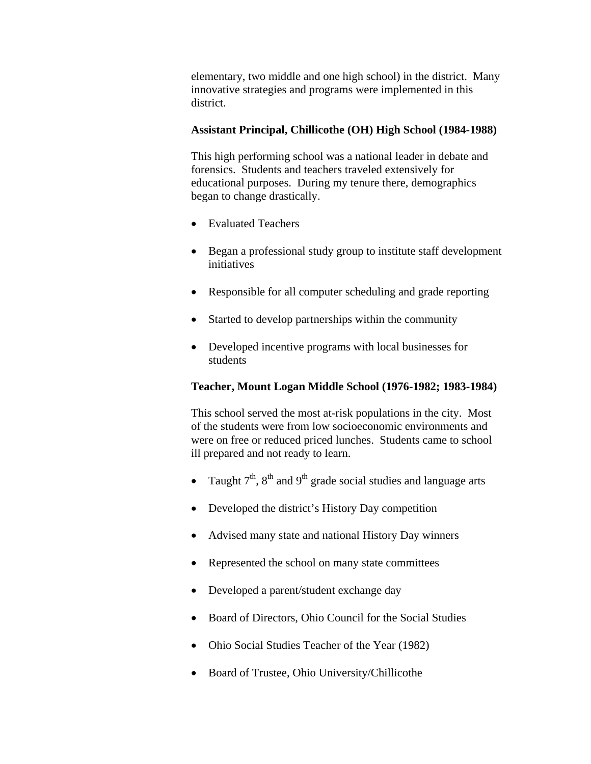elementary, two middle and one high school) in the district. Many innovative strategies and programs were implemented in this district.

**Assistant Principal, Chillicothe (OH) High School (1984-1988)**

This high performing school was a national leader in debate and forensics. Students and teachers traveled extensively for educational purposes. During my tenure there, demographics began to change drastically.

- Evaluated Teachers
- Began a professional study group to institute staff development initiatives
- Responsible for all computer scheduling and grade reporting
- Started to develop partnerships within the community
- Developed incentive programs with local businesses for students

**Teacher, Mount Logan Middle School (1976-1982; 1983-1984)**

This school served the most at-risk populations in the city. Most of the students were from low socioeconomic environments and were on free or reduced priced lunches. Students came to school ill prepared and not ready to learn.

- Taught 7th, 8th and 9th grade social studies and language arts
- Developed the district's History Day competition
- Advised many state and national History Day winners
- Represented the school on many state committees
- Developed a parent/student exchange day
- Board of Directors, Ohio Council for the Social Studies
- Ohio Social Studies Teacher of the Year (1982)
- Board of Trustee, Ohio University/Chillicothe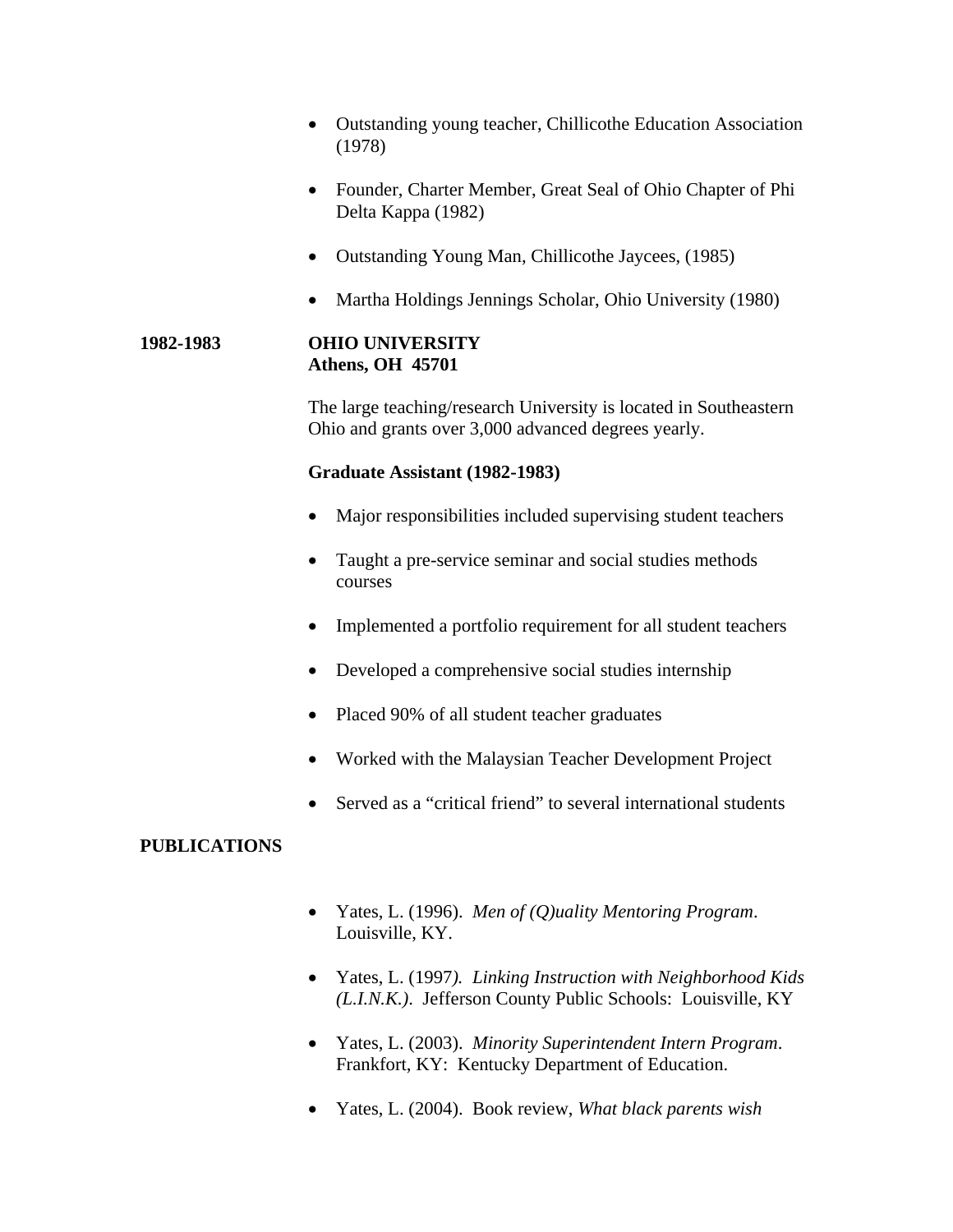- Outstanding young teacher, Chillicothe Education Association (1978)

- Founder, Charter Member, Great Seal of Ohio Chapter of Phi Delta Kappa (1982)

- Outstanding Young Man, Chillicothe Jaycees, (1985)

- Martha Holdings Jennings Scholar, Ohio University (1980)

**1982-1983** **OHIO UNIVERSITY**
**Athens, OH 45701**

The large teaching/research University is located in Southeastern Ohio and grants over 3,000 advanced degrees yearly.

**Graduate Assistant (1982-1983)**

- Major responsibilities included supervising student teachers

- Taught a pre-service seminar and social studies methods courses

- Implemented a portfolio requirement for all student teachers

- Developed a comprehensive social studies internship

- Placed 90% of all student teacher graduates

- Worked with the Malaysian Teacher Development Project

- Served as a "critical friend" to several international students

**PUBLICATIONS**

- Yates, L. (1996). *Men of (Q)uality Mentoring Program*. Louisville, KY.

- Yates, L. (1997*). Linking Instruction with Neighborhood Kids (L.I.N.K.)*. Jefferson County Public Schools: Louisville, KY

- Yates, L. (2003). *Minority Superintendent Intern Program*. Frankfort, KY: Kentucky Department of Education.

- Yates, L. (2004). Book review, *What black parents wish*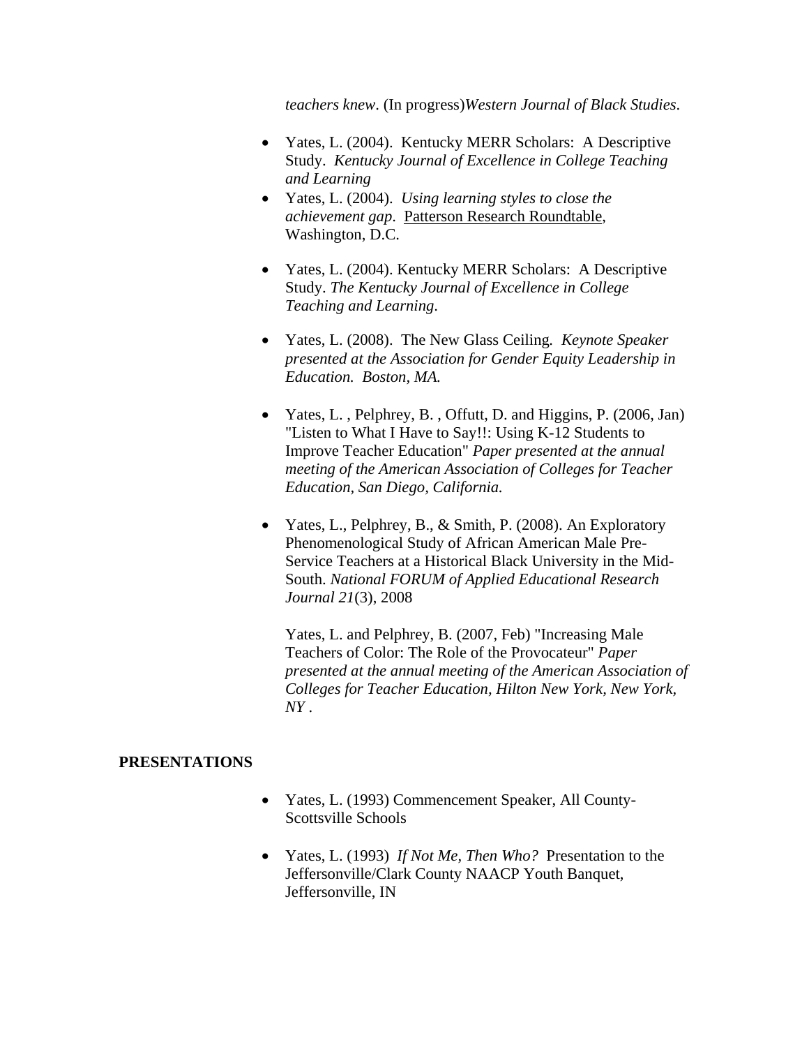*teachers knew*. (In progress)*Western Journal of Black Studies*.

- Yates, L. (2004). Kentucky MERR Scholars: A Descriptive Study. *Kentucky Journal of Excellence in College Teaching and Learning*
- Yates, L. (2004). *Using learning styles to close the achievement gap*. Patterson Research Roundtable, Washington, D.C.

- Yates, L. (2004). Kentucky MERR Scholars: A Descriptive Study. *The Kentucky Journal of Excellence in College Teaching and Learning*.

- Yates, L. (2008). The New Glass Ceiling. *Keynote Speaker presented at the Association for Gender Equity Leadership in Education. Boston, MA.*

- Yates, L. , Pelphrey, B. , Offutt, D. and Higgins, P. (2006, Jan) "Listen to What I Have to Say!!: Using K-12 Students to Improve Teacher Education" *Paper presented at the annual meeting of the American Association of Colleges for Teacher Education, San Diego, California.*

- Yates, L., Pelphrey, B., & Smith, P. (2008). An Exploratory Phenomenological Study of African American Male Pre-Service Teachers at a Historical Black University in the Mid-South. *National FORUM of Applied Educational Research Journal 21*(3), 2008

  Yates, L. and Pelphrey, B. (2007, Feb) "Increasing Male Teachers of Color: The Role of the Provocateur" *Paper presented at the annual meeting of the American Association of Colleges for Teacher Education, Hilton New York, New York, NY* .

**PRESENTATIONS**

- Yates, L. (1993) Commencement Speaker, All County-Scottsville Schools

- Yates, L. (1993) *If Not Me, Then Who?* Presentation to the Jeffersonville/Clark County NAACP Youth Banquet, Jeffersonville, IN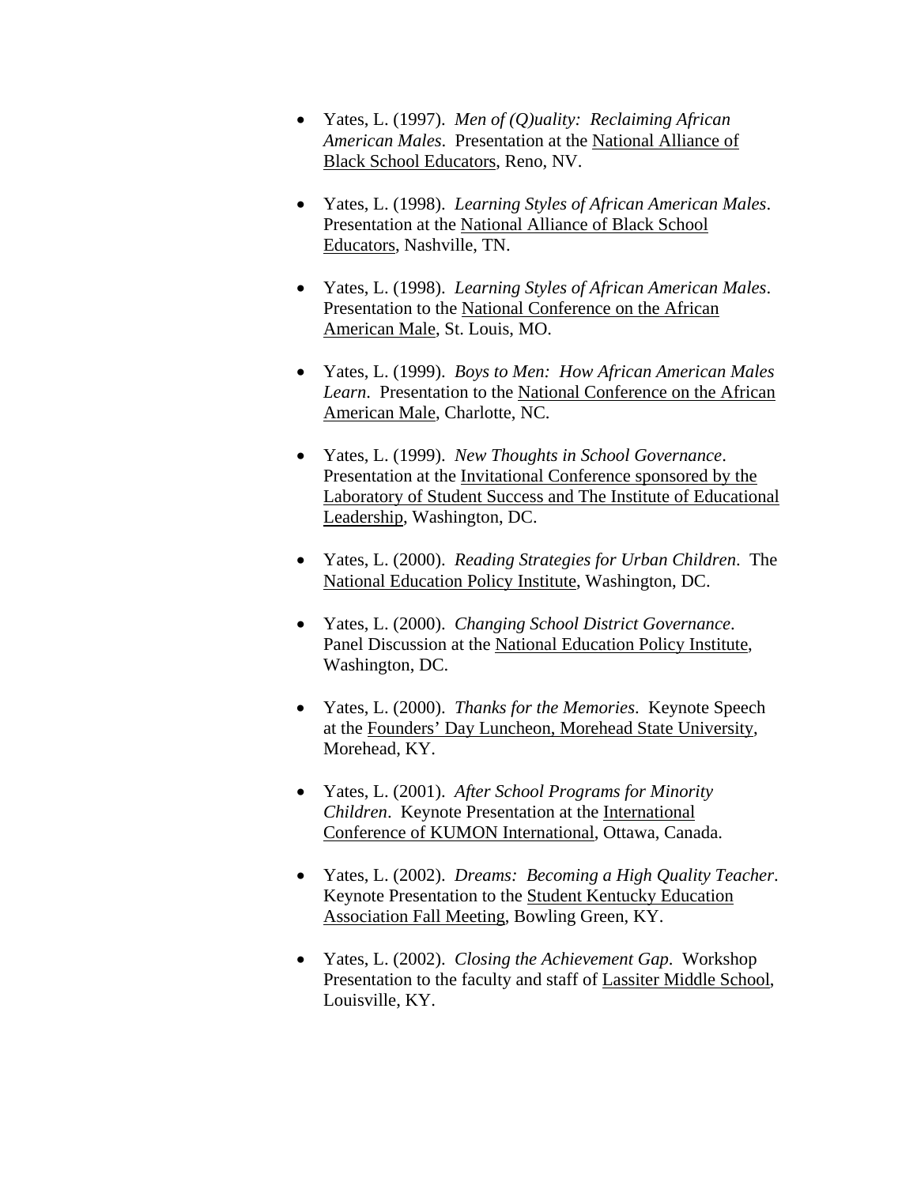- Yates, L. (1997). *Men of (Q)uality: Reclaiming African American Males*. Presentation at the National Alliance of Black School Educators, Reno, NV.

- Yates, L. (1998). *Learning Styles of African American Males*. Presentation at the National Alliance of Black School Educators, Nashville, TN.

- Yates, L. (1998). *Learning Styles of African American Males*. Presentation to the National Conference on the African American Male, St. Louis, MO.

- Yates, L. (1999). *Boys to Men: How African American Males Learn*. Presentation to the National Conference on the African American Male, Charlotte, NC.

- Yates, L. (1999). *New Thoughts in School Governance*. Presentation at the Invitational Conference sponsored by the Laboratory of Student Success and The Institute of Educational Leadership, Washington, DC.

- Yates, L. (2000). *Reading Strategies for Urban Children*. The National Education Policy Institute, Washington, DC.

- Yates, L. (2000). *Changing School District Governance*. Panel Discussion at the National Education Policy Institute, Washington, DC.

- Yates, L. (2000). *Thanks for the Memories*. Keynote Speech at the Founders' Day Luncheon, Morehead State University, Morehead, KY.

- Yates, L. (2001). *After School Programs for Minority Children*. Keynote Presentation at the International Conference of KUMON International, Ottawa, Canada.

- Yates, L. (2002). *Dreams: Becoming a High Quality Teacher*. Keynote Presentation to the Student Kentucky Education Association Fall Meeting, Bowling Green, KY.

- Yates, L. (2002). *Closing the Achievement Gap*. Workshop Presentation to the faculty and staff of Lassiter Middle School, Louisville, KY.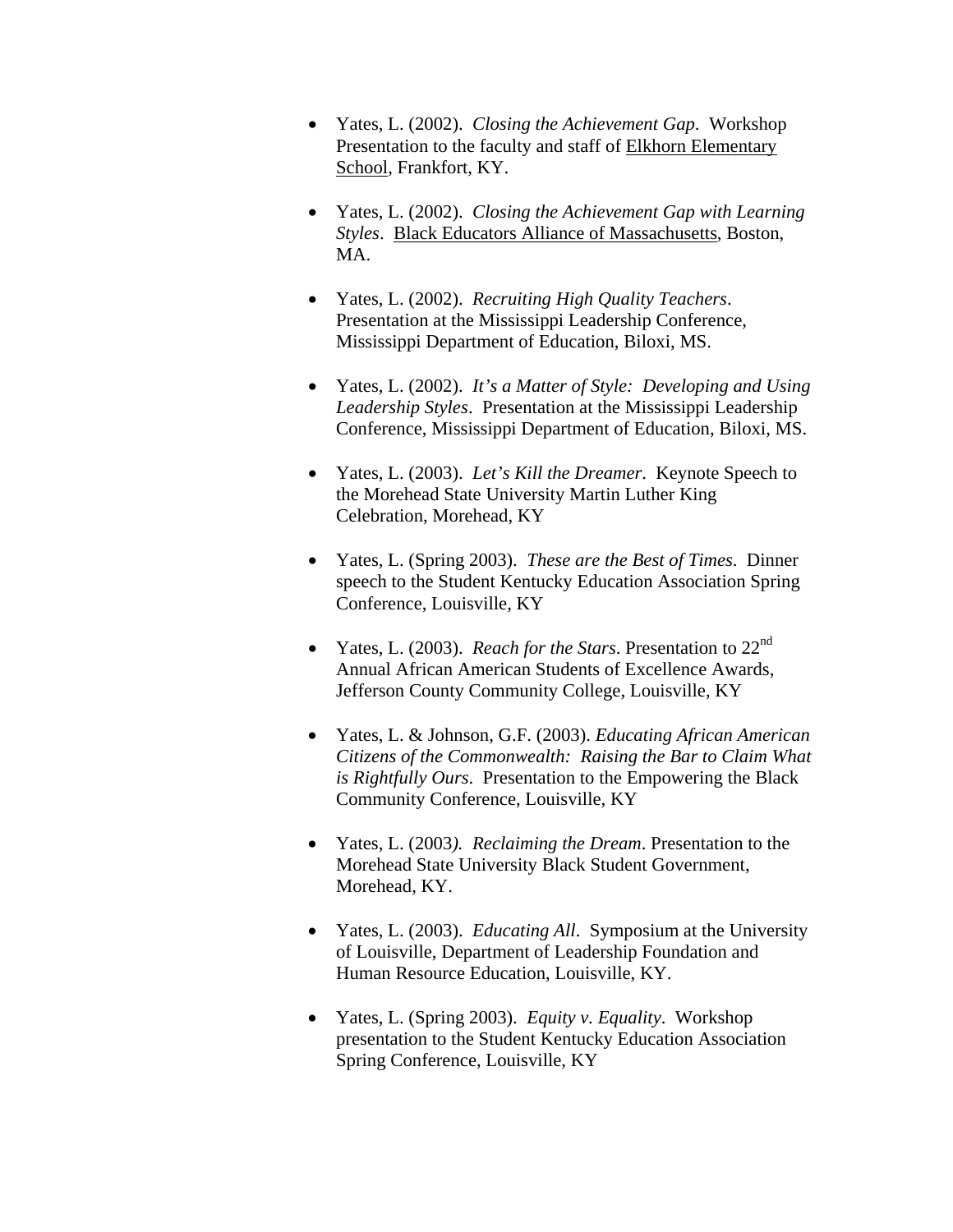- Yates, L. (2002). *Closing the Achievement Gap*. Workshop Presentation to the faculty and staff of Elkhorn Elementary School, Frankfort, KY.

- Yates, L. (2002). *Closing the Achievement Gap with Learning Styles*. Black Educators Alliance of Massachusetts, Boston, MA.

- Yates, L. (2002). *Recruiting High Quality Teachers*. Presentation at the Mississippi Leadership Conference, Mississippi Department of Education, Biloxi, MS.

- Yates, L. (2002). *It's a Matter of Style: Developing and Using Leadership Styles*. Presentation at the Mississippi Leadership Conference, Mississippi Department of Education, Biloxi, MS.

- Yates, L. (2003). *Let's Kill the Dreamer*. Keynote Speech to the Morehead State University Martin Luther King Celebration, Morehead, KY

- Yates, L. (Spring 2003). *These are the Best of Times*. Dinner speech to the Student Kentucky Education Association Spring Conference, Louisville, KY

- Yates, L. (2003). *Reach for the Stars*. Presentation to 22nd Annual African American Students of Excellence Awards, Jefferson County Community College, Louisville, KY

- Yates, L. & Johnson, G.F. (2003). *Educating African American Citizens of the Commonwealth: Raising the Bar to Claim What is Rightfully Ours*. Presentation to the Empowering the Black Community Conference, Louisville, KY

- Yates, L. (2003). *Reclaiming the Dream*. Presentation to the Morehead State University Black Student Government, Morehead, KY.

- Yates, L. (2003). *Educating All*. Symposium at the University of Louisville, Department of Leadership Foundation and Human Resource Education, Louisville, KY.

- Yates, L. (Spring 2003). *Equity v. Equality*. Workshop presentation to the Student Kentucky Education Association Spring Conference, Louisville, KY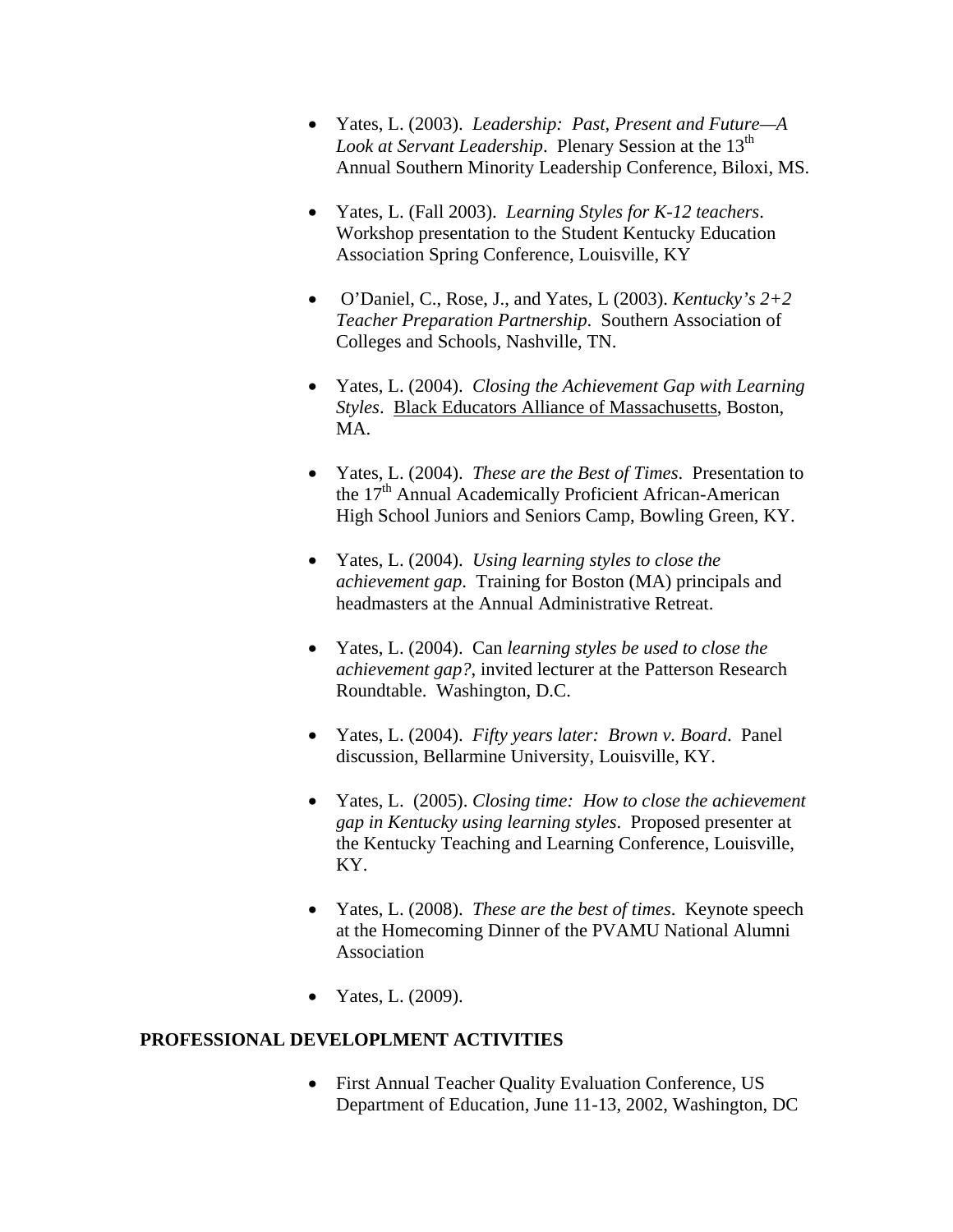- Yates, L. (2003). *Leadership: Past, Present and Future—A Look at Servant Leadership*. Plenary Session at the 13th Annual Southern Minority Leadership Conference, Biloxi, MS.

- Yates, L. (Fall 2003). *Learning Styles for K-12 teachers*. Workshop presentation to the Student Kentucky Education Association Spring Conference, Louisville, KY

- O'Daniel, C., Rose, J., and Yates, L (2003). *Kentucky's 2+2 Teacher Preparation Partnership*. Southern Association of Colleges and Schools, Nashville, TN.

- Yates, L. (2004). *Closing the Achievement Gap with Learning Styles*. Black Educators Alliance of Massachusetts, Boston, MA.

- Yates, L. (2004). *These are the Best of Times*. Presentation to the 17th Annual Academically Proficient African-American High School Juniors and Seniors Camp, Bowling Green, KY.

- Yates, L. (2004). *Using learning styles to close the achievement gap*. Training for Boston (MA) principals and headmasters at the Annual Administrative Retreat.

- Yates, L. (2004). Can *learning styles be used to close the achievement gap?*, invited lecturer at the Patterson Research Roundtable. Washington, D.C.

- Yates, L. (2004). *Fifty years later: Brown v. Board*. Panel discussion, Bellarmine University, Louisville, KY.

- Yates, L. (2005). *Closing time: How to close the achievement gap in Kentucky using learning styles*. Proposed presenter at the Kentucky Teaching and Learning Conference, Louisville, KY.

- Yates, L. (2008). *These are the best of times*. Keynote speech at the Homecoming Dinner of the PVAMU National Alumni Association

- Yates, L. (2009).

**PROFESSIONAL DEVELOPLMENT ACTIVITIES**

- First Annual Teacher Quality Evaluation Conference, US Department of Education, June 11-13, 2002, Washington, DC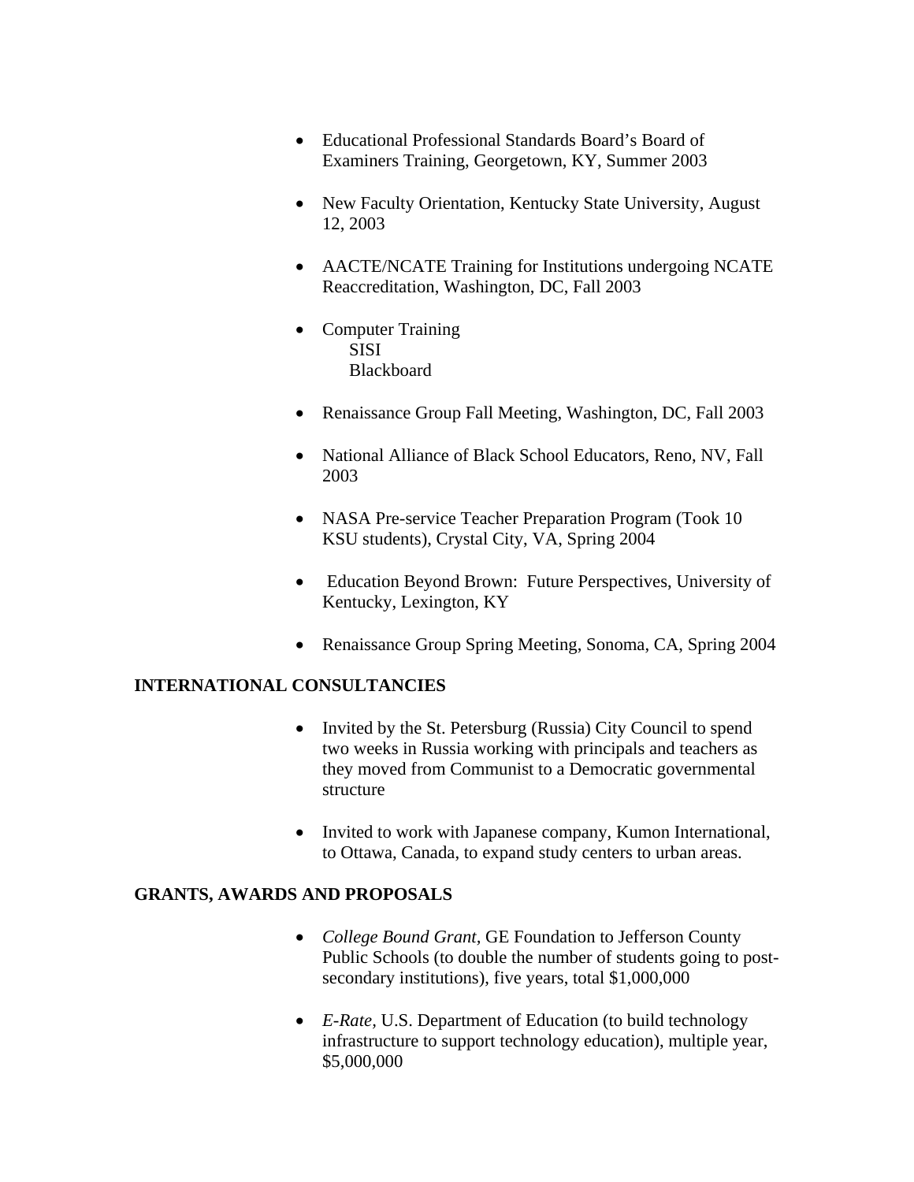- Educational Professional Standards Board's Board of Examiners Training, Georgetown, KY, Summer 2003

- New Faculty Orientation, Kentucky State University, August 12, 2003

- AACTE/NCATE Training for Institutions undergoing NCATE Reaccreditation, Washington, DC, Fall 2003

- Computer Training
  - SISI
  - Blackboard

- Renaissance Group Fall Meeting, Washington, DC, Fall 2003

- National Alliance of Black School Educators, Reno, NV, Fall 2003

- NASA Pre-service Teacher Preparation Program (Took 10 KSU students), Crystal City, VA, Spring 2004

- Education Beyond Brown: Future Perspectives, University of Kentucky, Lexington, KY

- Renaissance Group Spring Meeting, Sonoma, CA, Spring 2004

**INTERNATIONAL CONSULTANCIES**

- Invited by the St. Petersburg (Russia) City Council to spend two weeks in Russia working with principals and teachers as they moved from Communist to a Democratic governmental structure

- Invited to work with Japanese company, Kumon International, to Ottawa, Canada, to expand study centers to urban areas.

**GRANTS, AWARDS AND PROPOSALS**

- *College Bound Grant*, GE Foundation to Jefferson County Public Schools (to double the number of students going to post-secondary institutions), five years, total $1,000,000

- *E-Rate*, U.S. Department of Education (to build technology infrastructure to support technology education), multiple year, $5,000,000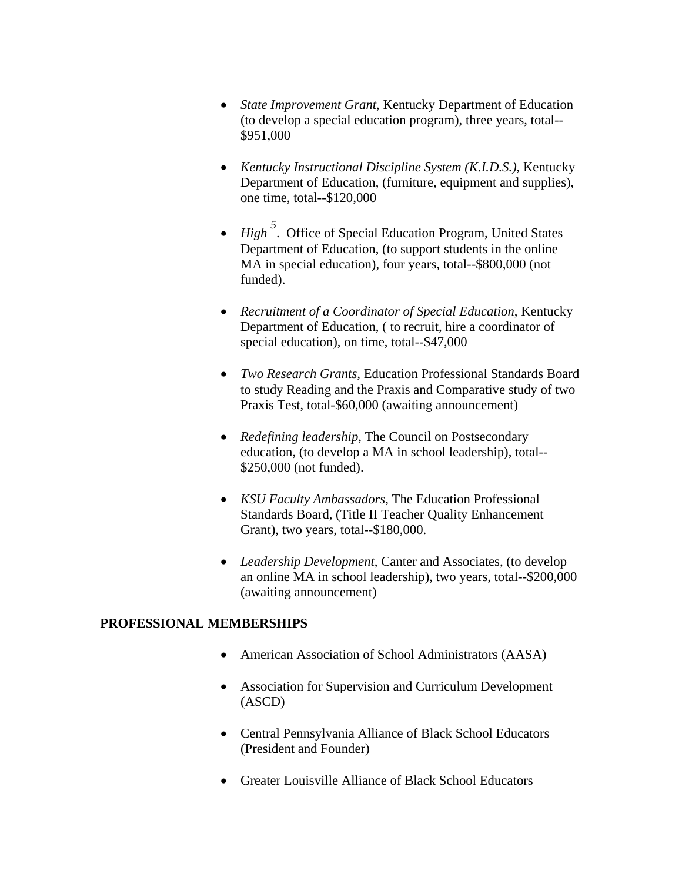- *State Improvement Grant*, Kentucky Department of Education (to develop a special education program), three years, total--$951,000

- *Kentucky Instructional Discipline System (K.I.D.S.),* Kentucky Department of Education, (furniture, equipment and supplies), one time, total--$120,000

- *High* $^{5}$. Office of Special Education Program, United States Department of Education, (to support students in the online MA in special education), four years, total--$800,000 (not funded).

- *Recruitment of a Coordinator of Special Education*, Kentucky Department of Education, ( to recruit, hire a coordinator of special education), on time, total--$47,000

- *Two Research Grants,* Education Professional Standards Board to study Reading and the Praxis and Comparative study of two Praxis Test, total-$60,000 (awaiting announcement)

- *Redefining leadership*, The Council on Postsecondary education, (to develop a MA in school leadership), total--$250,000 (not funded).

- *KSU Faculty Ambassadors,* The Education Professional Standards Board, (Title II Teacher Quality Enhancement Grant), two years, total--$180,000.

- *Leadership Development*, Canter and Associates, (to develop an online MA in school leadership), two years, total--$200,000 (awaiting announcement)

**PROFESSIONAL MEMBERSHIPS**

- American Association of School Administrators (AASA)

- Association for Supervision and Curriculum Development (ASCD)

- Central Pennsylvania Alliance of Black School Educators (President and Founder)

- Greater Louisville Alliance of Black School Educators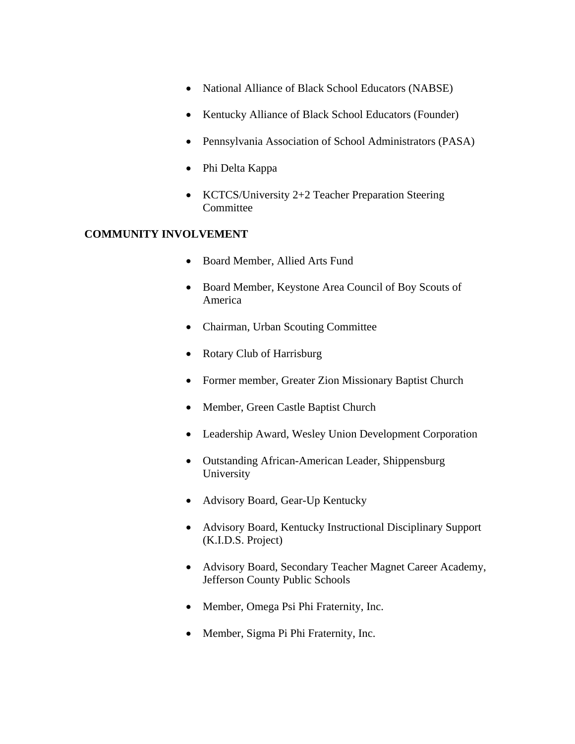- National Alliance of Black School Educators (NABSE)
- Kentucky Alliance of Black School Educators (Founder)
- Pennsylvania Association of School Administrators (PASA)
- Phi Delta Kappa
- KCTCS/University 2+2 Teacher Preparation Steering Committee

**COMMUNITY INVOLVEMENT**

- Board Member, Allied Arts Fund
- Board Member, Keystone Area Council of Boy Scouts of America
- Chairman, Urban Scouting Committee
- Rotary Club of Harrisburg
- Former member, Greater Zion Missionary Baptist Church
- Member, Green Castle Baptist Church
- Leadership Award, Wesley Union Development Corporation
- Outstanding African-American Leader, Shippensburg University
- Advisory Board, Gear-Up Kentucky
- Advisory Board, Kentucky Instructional Disciplinary Support (K.I.D.S. Project)
- Advisory Board, Secondary Teacher Magnet Career Academy, Jefferson County Public Schools
- Member, Omega Psi Phi Fraternity, Inc.
- Member, Sigma Pi Phi Fraternity, Inc.